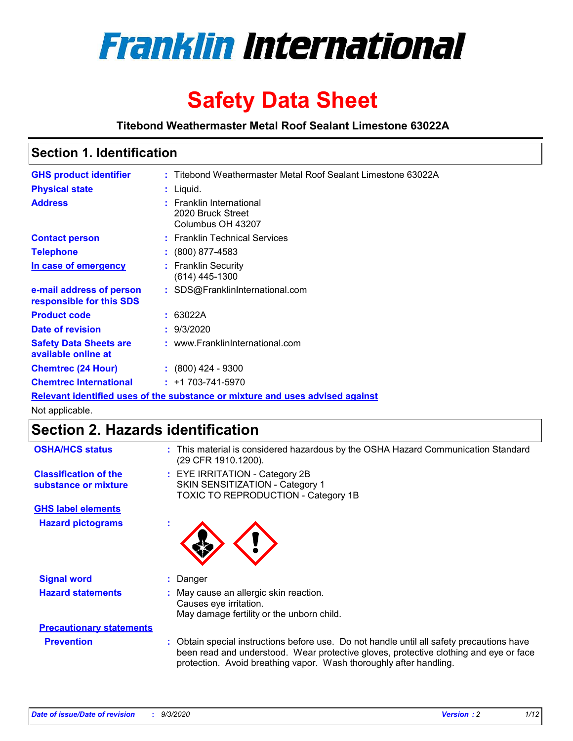# Franklin International

# Safety Data Sheet

**Titebond Weathermaster Metal Roof Sealant Limestone 63022A**

## Section 1. Identification

| | |
|---|---|
| **GHS product identifier** | : Titebond Weathermaster Metal Roof Sealant Limestone 63022A |
| **Physical state** | : Liquid. |
| **Address** | : Franklin International<br>2020 Bruck Street<br>Columbus OH 43207 |
| **Contact person** | : Franklin Technical Services |
| **Telephone** | : (800) 877-4583 |
| **In case of emergency** | : Franklin Security<br>(614) 445-1300 |
| **e-mail address of person responsible for this SDS** | : SDS@FranklinInternational.com |
| **Product code** | : 63022A |
| **Date of revision** | : 9/3/2020 |
| **Safety Data Sheets are available online at** | : www.FranklinInternational.com |
| **Chemtrec (24 Hour)** | : (800) 424 - 9300 |
| **Chemtrec International** | : +1 703-741-5970 |

**Relevant identified uses of the substance or mixture and uses advised against**

Not applicable.

## Section 2. Hazards identification

| | |
|---|---|
| **OSHA/HCS status** | : This material is considered hazardous by the OSHA Hazard Communication Standard (29 CFR 1910.1200). |
| **Classification of the substance or mixture** | : EYE IRRITATION - Category 2B<br>SKIN SENSITIZATION - Category 1<br>TOXIC TO REPRODUCTION - Category 1B |

**GHS label elements**

**Hazard pictograms** :

**Signal word** : Danger

**Hazard statements** : May cause an allergic skin reaction.
Causes eye irritation.
May damage fertility or the unborn child.

**Precautionary statements**

**Prevention** : Obtain special instructions before use. Do not handle until all safety precautions have been read and understood. Wear protective gloves, protective clothing and eye or face protection. Avoid breathing vapor. Wash thoroughly after handling.

*Date of issue/Date of revision : 9/3/2020 Version : 2*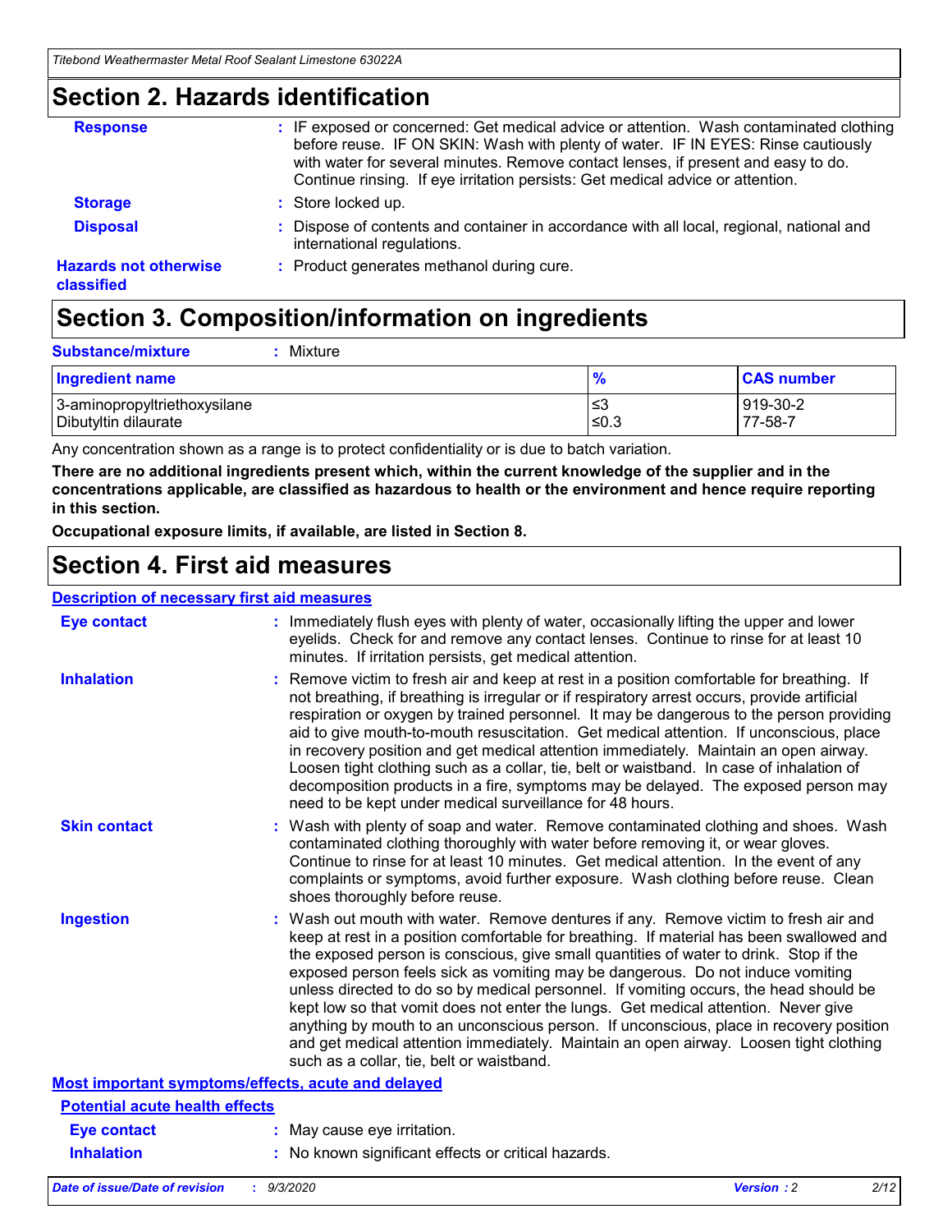## Section 2. Hazards identification

**Response** : IF exposed or concerned: Get medical advice or attention. Wash contaminated clothing before reuse. IF ON SKIN: Wash with plenty of water. IF IN EYES: Rinse cautiously with water for several minutes. Remove contact lenses, if present and easy to do. Continue rinsing. If eye irritation persists: Get medical advice or attention.

**Storage** : Store locked up.

**Disposal** : Dispose of contents and container in accordance with all local, regional, national and international regulations.

**Hazards not otherwise classified** : Product generates methanol during cure.

## Section 3. Composition/information on ingredients

**Substance/mixture** : Mixture

| Ingredient name | % | CAS number |
|---|---|---|
| 3-aminopropyltriethoxysilane | ≤3 | 919-30-2 |
| Dibutyltin dilaurate | ≤0.3 | 77-58-7 |

Any concentration shown as a range is to protect confidentiality or is due to batch variation.

**There are no additional ingredients present which, within the current knowledge of the supplier and in the concentrations applicable, are classified as hazardous to health or the environment and hence require reporting in this section.**

**Occupational exposure limits, if available, are listed in Section 8.**

## Section 4. First aid measures

### Description of necessary first aid measures

**Eye contact** : Immediately flush eyes with plenty of water, occasionally lifting the upper and lower eyelids. Check for and remove any contact lenses. Continue to rinse for at least 10 minutes. If irritation persists, get medical attention.

**Inhalation** : Remove victim to fresh air and keep at rest in a position comfortable for breathing. If not breathing, if breathing is irregular or if respiratory arrest occurs, provide artificial respiration or oxygen by trained personnel. It may be dangerous to the person providing aid to give mouth-to-mouth resuscitation. Get medical attention. If unconscious, place in recovery position and get medical attention immediately. Maintain an open airway. Loosen tight clothing such as a collar, tie, belt or waistband. In case of inhalation of decomposition products in a fire, symptoms may be delayed. The exposed person may need to be kept under medical surveillance for 48 hours.

**Skin contact** : Wash with plenty of soap and water. Remove contaminated clothing and shoes. Wash contaminated clothing thoroughly with water before removing it, or wear gloves. Continue to rinse for at least 10 minutes. Get medical attention. In the event of any complaints or symptoms, avoid further exposure. Wash clothing before reuse. Clean shoes thoroughly before reuse.

**Ingestion** : Wash out mouth with water. Remove dentures if any. Remove victim to fresh air and keep at rest in a position comfortable for breathing. If material has been swallowed and the exposed person is conscious, give small quantities of water to drink. Stop if the exposed person feels sick as vomiting may be dangerous. Do not induce vomiting unless directed to do so by medical personnel. If vomiting occurs, the head should be kept low so that vomit does not enter the lungs. Get medical attention. Never give anything by mouth to an unconscious person. If unconscious, place in recovery position and get medical attention immediately. Maintain an open airway. Loosen tight clothing such as a collar, tie, belt or waistband.

### Most important symptoms/effects, acute and delayed

#### Potential acute health effects

**Eye contact** : May cause eye irritation.

**Inhalation** : No known significant effects or critical hazards.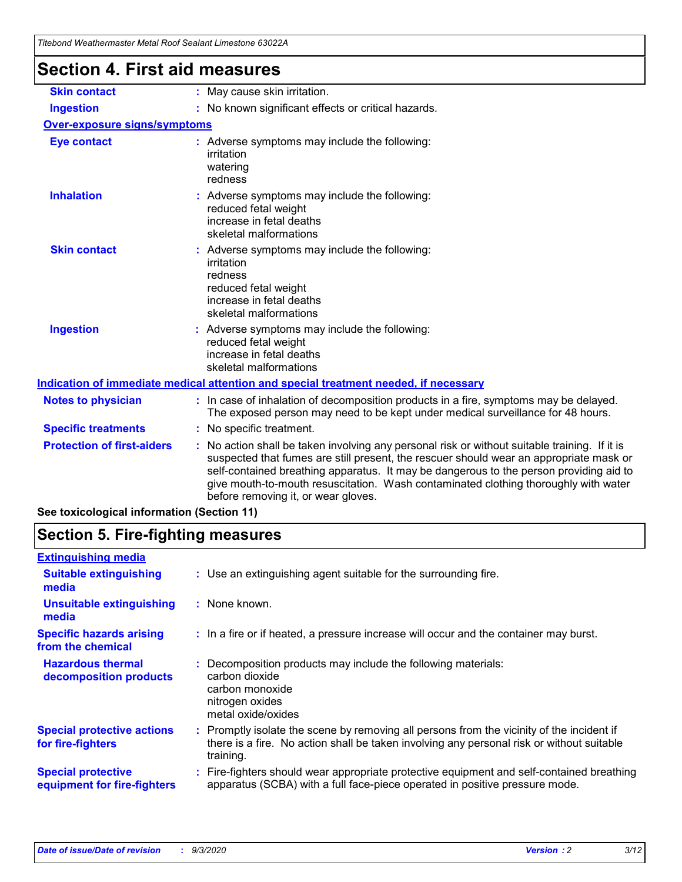## Section 4. First aid measures

| | |
|---|---|
| **Skin contact** | : May cause skin irritation. |
| **Ingestion** | : No known significant effects or critical hazards. |

**Over-exposure signs/symptoms**

| | |
|---|---|
| **Eye contact** | : Adverse symptoms may include the following:<br>irritation<br>watering<br>redness |
| **Inhalation** | : Adverse symptoms may include the following:<br>reduced fetal weight<br>increase in fetal deaths<br>skeletal malformations |
| **Skin contact** | : Adverse symptoms may include the following:<br>irritation<br>redness<br>reduced fetal weight<br>increase in fetal deaths<br>skeletal malformations |
| **Ingestion** | : Adverse symptoms may include the following:<br>reduced fetal weight<br>increase in fetal deaths<br>skeletal malformations |

**Indication of immediate medical attention and special treatment needed, if necessary**

| | |
|---|---|
| **Notes to physician** | : In case of inhalation of decomposition products in a fire, symptoms may be delayed. The exposed person may need to be kept under medical surveillance for 48 hours. |
| **Specific treatments** | : No specific treatment. |
| **Protection of first-aiders** | : No action shall be taken involving any personal risk or without suitable training. If it is suspected that fumes are still present, the rescuer should wear an appropriate mask or self-contained breathing apparatus. It may be dangerous to the person providing aid to give mouth-to-mouth resuscitation. Wash contaminated clothing thoroughly with water before removing it, or wear gloves. |

**See toxicological information (Section 11)**

## Section 5. Fire-fighting measures

**Extinguishing media**

| | |
|---|---|
| **Suitable extinguishing media** | : Use an extinguishing agent suitable for the surrounding fire. |
| **Unsuitable extinguishing media** | : None known. |
| **Specific hazards arising from the chemical** | : In a fire or if heated, a pressure increase will occur and the container may burst. |
| **Hazardous thermal decomposition products** | : Decomposition products may include the following materials:<br>carbon dioxide<br>carbon monoxide<br>nitrogen oxides<br>metal oxide/oxides |
| **Special protective actions for fire-fighters** | : Promptly isolate the scene by removing all persons from the vicinity of the incident if there is a fire. No action shall be taken involving any personal risk or without suitable training. |
| **Special protective equipment for fire-fighters** | : Fire-fighters should wear appropriate protective equipment and self-contained breathing apparatus (SCBA) with a full face-piece operated in positive pressure mode. |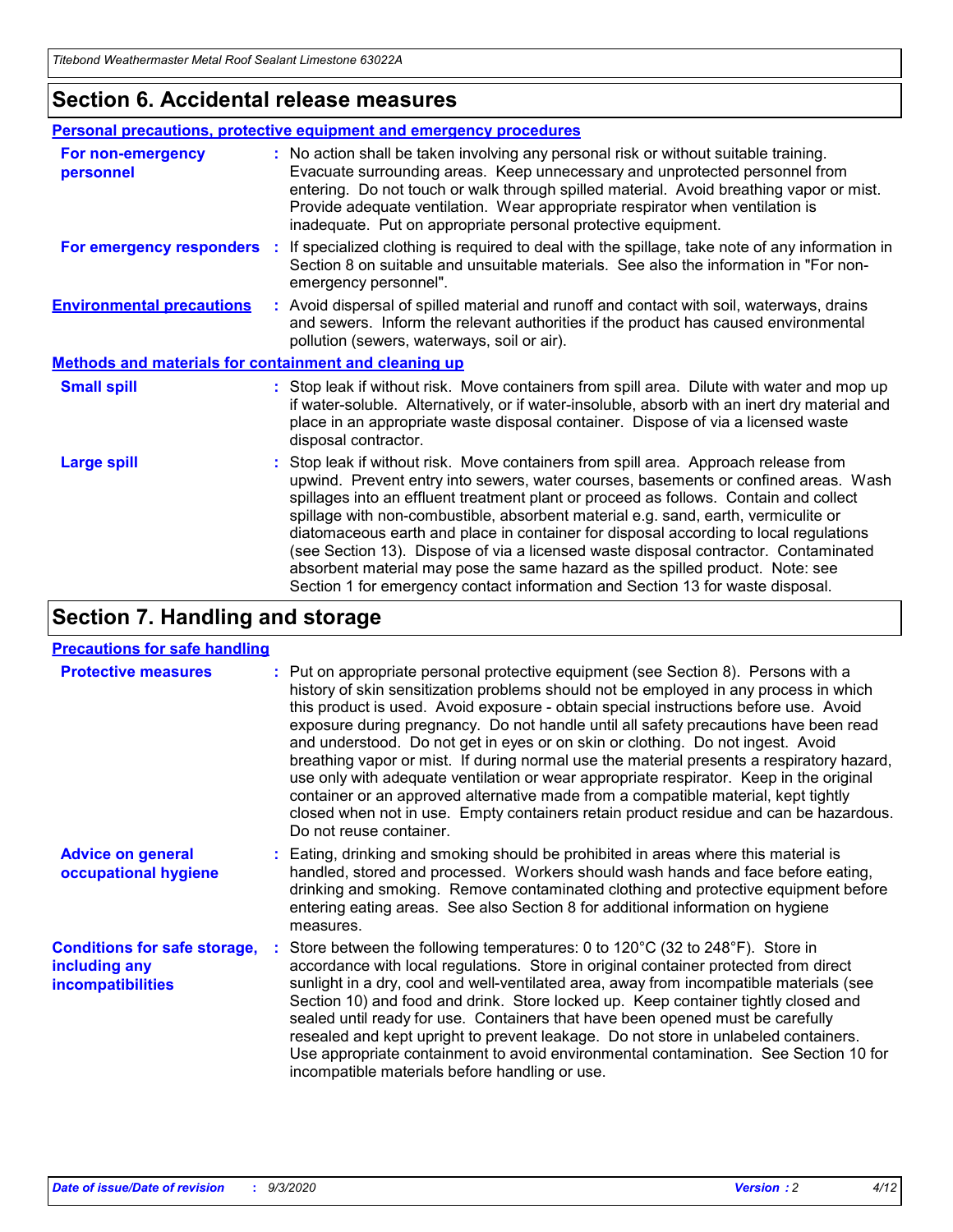## Section 6. Accidental release measures

### Personal precautions, protective equipment and emergency procedures

**For non-emergency personnel** : No action shall be taken involving any personal risk or without suitable training. Evacuate surrounding areas. Keep unnecessary and unprotected personnel from entering. Do not touch or walk through spilled material. Avoid breathing vapor or mist. Provide adequate ventilation. Wear appropriate respirator when ventilation is inadequate. Put on appropriate personal protective equipment.

**For emergency responders** : If specialized clothing is required to deal with the spillage, take note of any information in Section 8 on suitable and unsuitable materials. See also the information in "For non-emergency personnel".

**Environmental precautions** : Avoid dispersal of spilled material and runoff and contact with soil, waterways, drains and sewers. Inform the relevant authorities if the product has caused environmental pollution (sewers, waterways, soil or air).

### Methods and materials for containment and cleaning up

**Small spill** : Stop leak if without risk. Move containers from spill area. Dilute with water and mop up if water-soluble. Alternatively, or if water-insoluble, absorb with an inert dry material and place in an appropriate waste disposal container. Dispose of via a licensed waste disposal contractor.

**Large spill** : Stop leak if without risk. Move containers from spill area. Approach release from upwind. Prevent entry into sewers, water courses, basements or confined areas. Wash spillages into an effluent treatment plant or proceed as follows. Contain and collect spillage with non-combustible, absorbent material e.g. sand, earth, vermiculite or diatomaceous earth and place in container for disposal according to local regulations (see Section 13). Dispose of via a licensed waste disposal contractor. Contaminated absorbent material may pose the same hazard as the spilled product. Note: see Section 1 for emergency contact information and Section 13 for waste disposal.

## Section 7. Handling and storage

### Precautions for safe handling

**Protective measures** : Put on appropriate personal protective equipment (see Section 8). Persons with a history of skin sensitization problems should not be employed in any process in which this product is used. Avoid exposure - obtain special instructions before use. Avoid exposure during pregnancy. Do not handle until all safety precautions have been read and understood. Do not get in eyes or on skin or clothing. Do not ingest. Avoid breathing vapor or mist. If during normal use the material presents a respiratory hazard, use only with adequate ventilation or wear appropriate respirator. Keep in the original container or an approved alternative made from a compatible material, kept tightly closed when not in use. Empty containers retain product residue and can be hazardous. Do not reuse container.

**Advice on general occupational hygiene** : Eating, drinking and smoking should be prohibited in areas where this material is handled, stored and processed. Workers should wash hands and face before eating, drinking and smoking. Remove contaminated clothing and protective equipment before entering eating areas. See also Section 8 for additional information on hygiene measures.

**Conditions for safe storage, including any incompatibilities** : Store between the following temperatures: 0 to 120°C (32 to 248°F). Store in accordance with local regulations. Store in original container protected from direct sunlight in a dry, cool and well-ventilated area, away from incompatible materials (see Section 10) and food and drink. Store locked up. Keep container tightly closed and sealed until ready for use. Containers that have been opened must be carefully resealed and kept upright to prevent leakage. Do not store in unlabeled containers. Use appropriate containment to avoid environmental contamination. See Section 10 for incompatible materials before handling or use.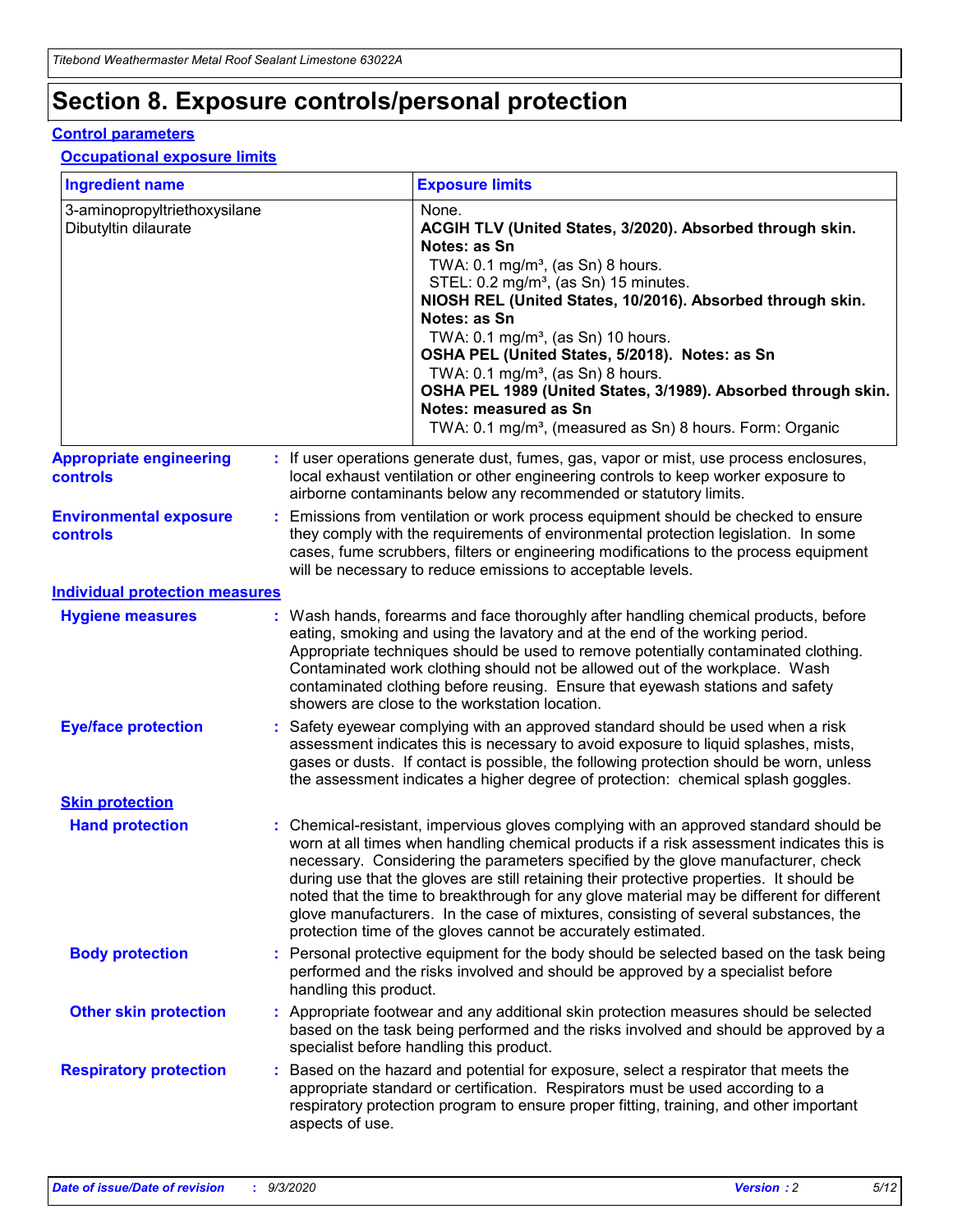# Section 8. Exposure controls/personal protection

## Control parameters

### Occupational exposure limits

| Ingredient name | Exposure limits |
|---|---|
| 3-aminopropyltriethoxysilane | None. |
| Dibutyltin dilaurate | **ACGIH TLV (United States, 3/2020). Absorbed through skin. Notes: as Sn**<br>TWA: 0.1 mg/m³, (as Sn) 8 hours.<br>STEL: 0.2 mg/m³, (as Sn) 15 minutes.<br>**NIOSH REL (United States, 10/2016). Absorbed through skin. Notes: as Sn**<br>TWA: 0.1 mg/m³, (as Sn) 10 hours.<br>**OSHA PEL (United States, 5/2018). Notes: as Sn**<br>TWA: 0.1 mg/m³, (as Sn) 8 hours.<br>**OSHA PEL 1989 (United States, 3/1989). Absorbed through skin. Notes: measured as Sn**<br>TWA: 0.1 mg/m³, (measured as Sn) 8 hours. Form: Organic |

**Appropriate engineering controls** : If user operations generate dust, fumes, gas, vapor or mist, use process enclosures, local exhaust ventilation or other engineering controls to keep worker exposure to airborne contaminants below any recommended or statutory limits.

**Environmental exposure controls** : Emissions from ventilation or work process equipment should be checked to ensure they comply with the requirements of environmental protection legislation. In some cases, fume scrubbers, filters or engineering modifications to the process equipment will be necessary to reduce emissions to acceptable levels.

## Individual protection measures

**Hygiene measures** : Wash hands, forearms and face thoroughly after handling chemical products, before eating, smoking and using the lavatory and at the end of the working period. Appropriate techniques should be used to remove potentially contaminated clothing. Contaminated work clothing should not be allowed out of the workplace. Wash contaminated clothing before reusing. Ensure that eyewash stations and safety showers are close to the workstation location.

**Eye/face protection** : Safety eyewear complying with an approved standard should be used when a risk assessment indicates this is necessary to avoid exposure to liquid splashes, mists, gases or dusts. If contact is possible, the following protection should be worn, unless the assessment indicates a higher degree of protection: chemical splash goggles.

### Skin protection

**Hand protection** : Chemical-resistant, impervious gloves complying with an approved standard should be worn at all times when handling chemical products if a risk assessment indicates this is necessary. Considering the parameters specified by the glove manufacturer, check during use that the gloves are still retaining their protective properties. It should be noted that the time to breakthrough for any glove material may be different for different glove manufacturers. In the case of mixtures, consisting of several substances, the protection time of the gloves cannot be accurately estimated.

**Body protection** : Personal protective equipment for the body should be selected based on the task being performed and the risks involved and should be approved by a specialist before handling this product.

**Other skin protection** : Appropriate footwear and any additional skin protection measures should be selected based on the task being performed and the risks involved and should be approved by a specialist before handling this product.

**Respiratory protection** : Based on the hazard and potential for exposure, select a respirator that meets the appropriate standard or certification. Respirators must be used according to a respiratory protection program to ensure proper fitting, training, and other important aspects of use.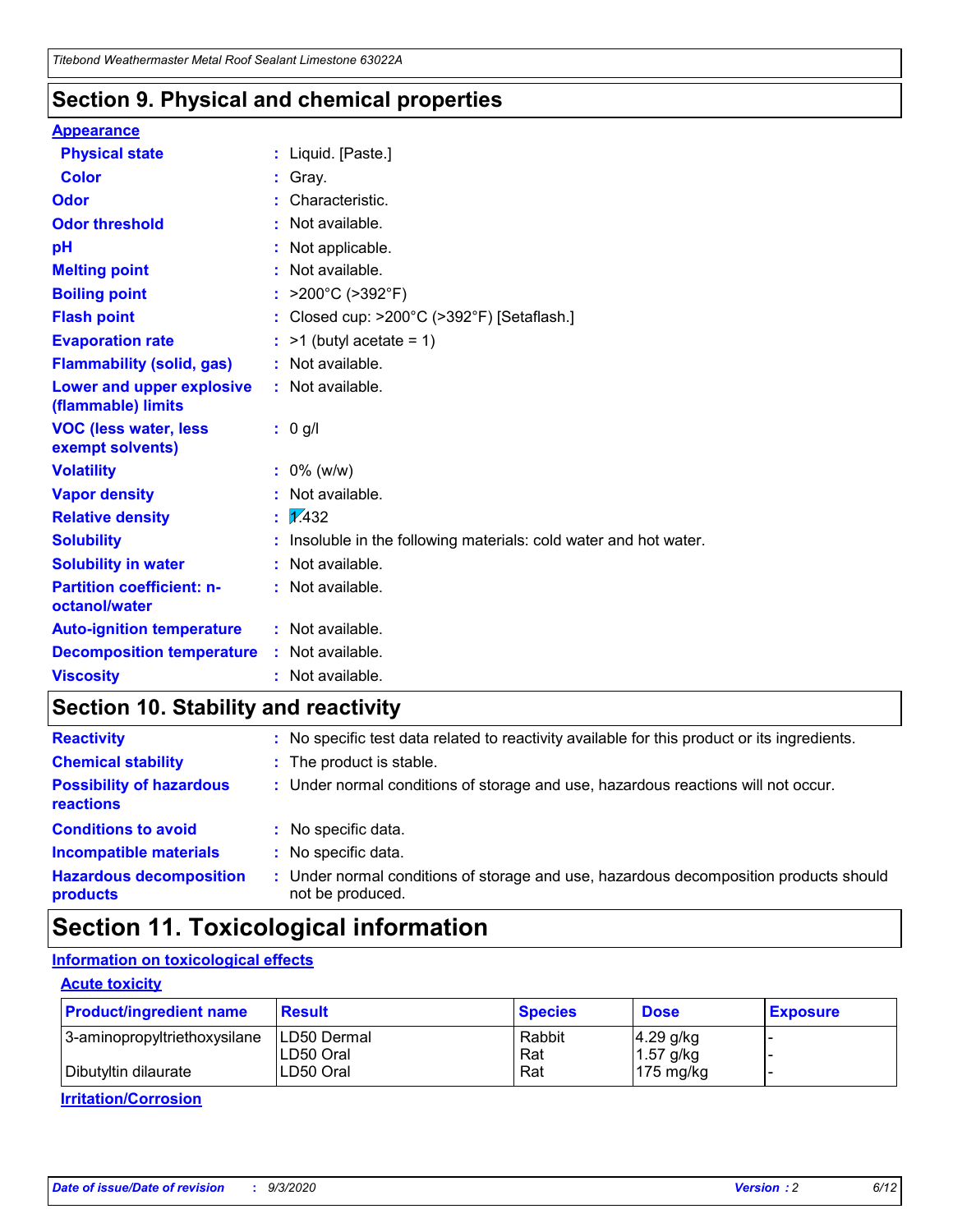## Section 9. Physical and chemical properties

**Appearance**

| | | |
|---|---|---|
| **Physical state** | : | Liquid. [Paste.] |
| **Color** | : | Gray. |
| **Odor** | : | Characteristic. |
| **Odor threshold** | : | Not available. |
| **pH** | : | Not applicable. |
| **Melting point** | : | Not available. |
| **Boiling point** | : | >200°C (>392°F) |
| **Flash point** | : | Closed cup: >200°C (>392°F) [Setaflash.] |
| **Evaporation rate** | : | >1 (butyl acetate = 1) |
| **Flammability (solid, gas)** | : | Not available. |
| **Lower and upper explosive (flammable) limits** | : | Not available. |
| **VOC (less water, less exempt solvents)** | : | 0 g/l |
| **Volatility** | : | 0% (w/w) |
| **Vapor density** | : | Not available. |
| **Relative density** | : | 1.432 |
| **Solubility** | : | Insoluble in the following materials: cold water and hot water. |
| **Solubility in water** | : | Not available. |
| **Partition coefficient: n-octanol/water** | : | Not available. |
| **Auto-ignition temperature** | : | Not available. |
| **Decomposition temperature** | : | Not available. |
| **Viscosity** | : | Not available. |

## Section 10. Stability and reactivity

| | | |
|---|---|---|
| **Reactivity** | : | No specific test data related to reactivity available for this product or its ingredients. |
| **Chemical stability** | : | The product is stable. |
| **Possibility of hazardous reactions** | : | Under normal conditions of storage and use, hazardous reactions will not occur. |
| **Conditions to avoid** | : | No specific data. |
| **Incompatible materials** | : | No specific data. |
| **Hazardous decomposition products** | : | Under normal conditions of storage and use, hazardous decomposition products should not be produced. |

## Section 11. Toxicological information

**Information on toxicological effects**

**Acute toxicity**

| Product/ingredient name | Result | Species | Dose | Exposure |
|---|---|---|---|---|
| 3-aminopropyltriethoxysilane | LD50 Dermal | Rabbit | 4.29 g/kg | - |
| | LD50 Oral | Rat | 1.57 g/kg | - |
| Dibutyltin dilaurate | LD50 Oral | Rat | 175 mg/kg | - |

**Irritation/Corrosion**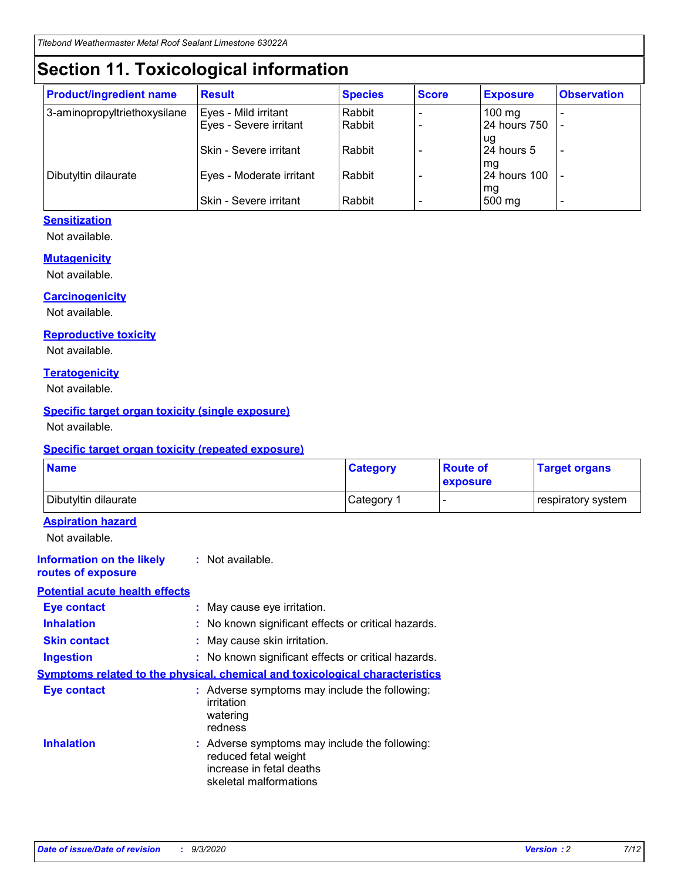# Section 11. Toxicological information

| Product/ingredient name | Result | Species | Score | Exposure | Observation |
|---|---|---|---|---|---|
| 3-aminopropyltriethoxysilane | Eyes - Mild irritant | Rabbit | - | 100 mg | - |
| | Eyes - Severe irritant | Rabbit | - | 24 hours 750 ug | - |
| | Skin - Severe irritant | Rabbit | - | 24 hours 5 mg | - |
| Dibutyltin dilaurate | Eyes - Moderate irritant | Rabbit | - | 24 hours 100 mg | - |
| | Skin - Severe irritant | Rabbit | - | 500 mg | - |

### Sensitization

Not available.

### Mutagenicity

Not available.

### Carcinogenicity

Not available.

### Reproductive toxicity

Not available.

### Teratogenicity

Not available.

### Specific target organ toxicity (single exposure)

Not available.

### Specific target organ toxicity (repeated exposure)

| Name | Category | Route of exposure | Target organs |
|---|---|---|---|
| Dibutyltin dilaurate | Category 1 | - | respiratory system |

### Aspiration hazard

Not available.

**Information on the likely routes of exposure** : Not available.

### Potential acute health effects

**Eye contact** : May cause eye irritation.

**Inhalation** : No known significant effects or critical hazards.

**Skin contact** : May cause skin irritation.

**Ingestion** : No known significant effects or critical hazards.

### Symptoms related to the physical, chemical and toxicological characteristics

**Eye contact** : Adverse symptoms may include the following:
irritation
watering
redness

**Inhalation** : Adverse symptoms may include the following:
reduced fetal weight
increase in fetal deaths
skeletal malformations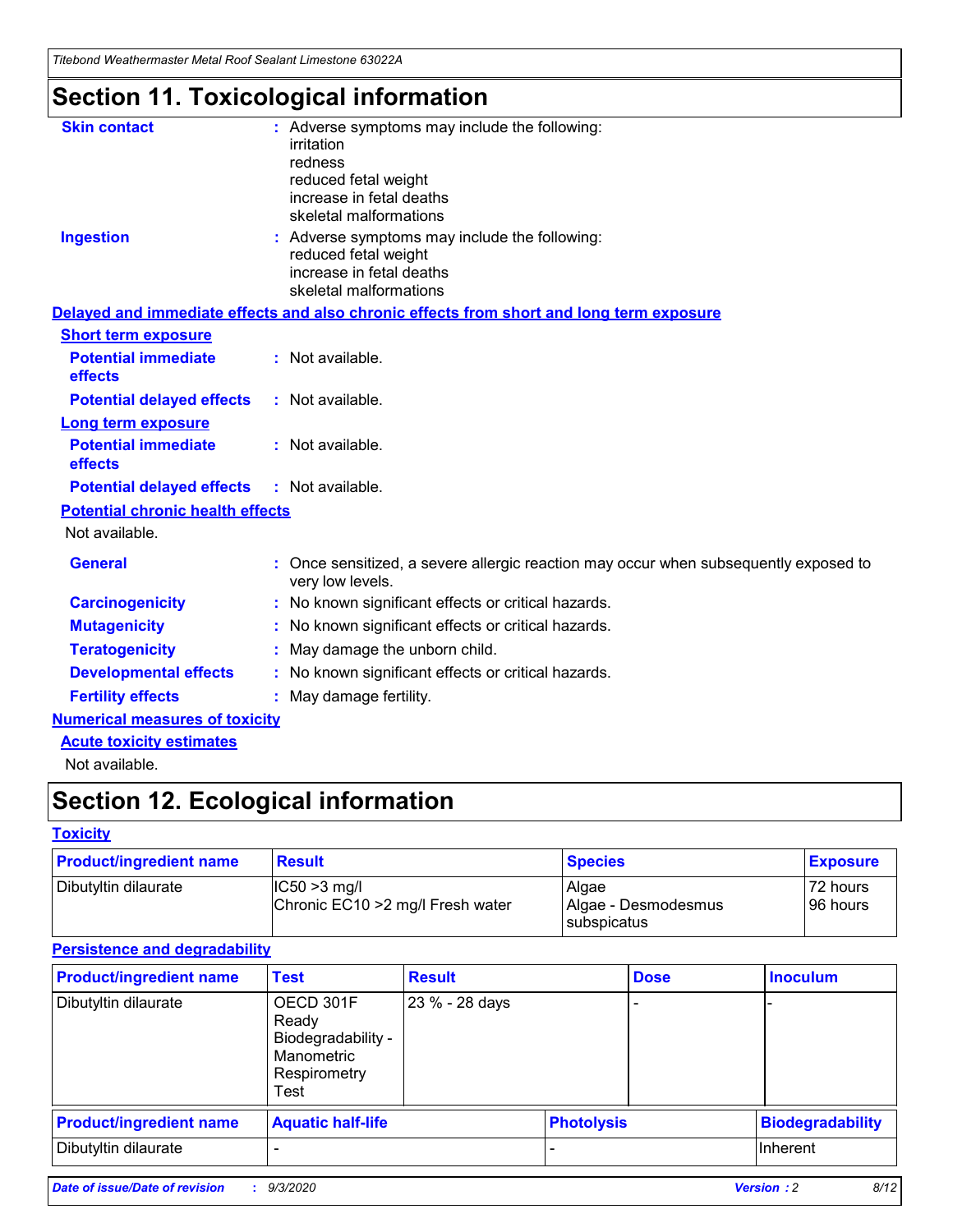# Section 11. Toxicological information

**Skin contact** : Adverse symptoms may include the following:
irritation
redness
reduced fetal weight
increase in fetal deaths
skeletal malformations

**Ingestion** : Adverse symptoms may include the following:
reduced fetal weight
increase in fetal deaths
skeletal malformations

**Delayed and immediate effects and also chronic effects from short and long term exposure**

**Short term exposure**

**Potential immediate effects** : Not available.

**Potential delayed effects** : Not available.

**Long term exposure**

**Potential immediate effects** : Not available.

**Potential delayed effects** : Not available.

**Potential chronic health effects**

Not available.

**General** : Once sensitized, a severe allergic reaction may occur when subsequently exposed to very low levels.

**Carcinogenicity** : No known significant effects or critical hazards.

**Mutagenicity** : No known significant effects or critical hazards.

**Teratogenicity** : May damage the unborn child.

**Developmental effects** : No known significant effects or critical hazards.

**Fertility effects** : May damage fertility.

**Numerical measures of toxicity**

**Acute toxicity estimates**

Not available.

# Section 12. Ecological information

**Toxicity**

| Product/ingredient name | Result | Species | Exposure |
|---|---|---|---|
| Dibutyltin dilaurate | IC50 >3 mg/l<br>Chronic EC10 >2 mg/l Fresh water | Algae<br>Algae - Desmodesmus subspicatus | 72 hours<br>96 hours |

**Persistence and degradability**

| Product/ingredient name | Test | Result | Dose | Inoculum |
|---|---|---|---|---|
| Dibutyltin dilaurate | OECD 301F Ready Biodegradability - Manometric Respirometry Test | 23 % - 28 days | - | - |

| Product/ingredient name | Aquatic half-life | Photolysis | Biodegradability |
|---|---|---|---|
| Dibutyltin dilaurate | - | - | Inherent |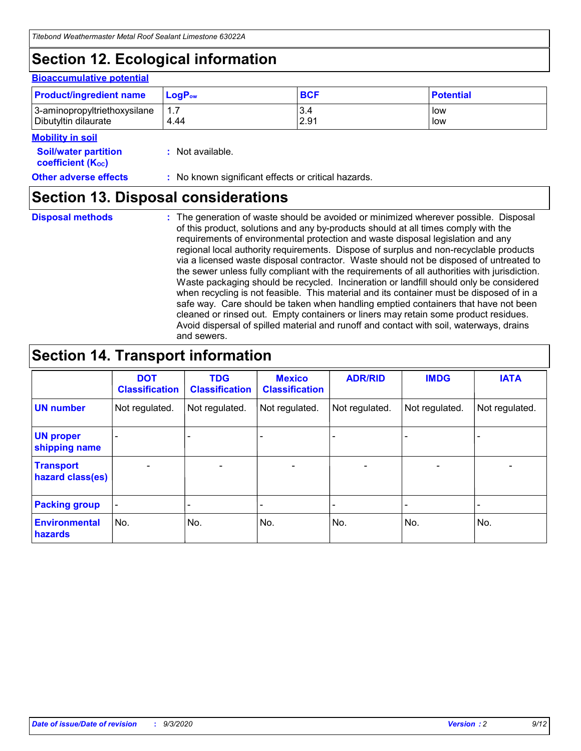## Section 12. Ecological information

### Bioaccumulative potential

| Product/ingredient name | $LogP_{ow}$ | BCF | Potential |
|---|---|---|---|
| 3-aminopropyltriethoxysilane<br>Dibutyltin dilaurate | 1.7<br>4.44 | 3.4<br>2.91 | low<br>low |

### Mobility in soil

**Soil/water partition coefficient ($K_{OC}$)** : Not available.

**Other adverse effects** : No known significant effects or critical hazards.

## Section 13. Disposal considerations

**Disposal methods** : The generation of waste should be avoided or minimized wherever possible. Disposal of this product, solutions and any by-products should at all times comply with the requirements of environmental protection and waste disposal legislation and any regional local authority requirements. Dispose of surplus and non-recyclable products via a licensed waste disposal contractor. Waste should not be disposed of untreated to the sewer unless fully compliant with the requirements of all authorities with jurisdiction. Waste packaging should be recycled. Incineration or landfill should only be considered when recycling is not feasible. This material and its container must be disposed of in a safe way. Care should be taken when handling emptied containers that have not been cleaned or rinsed out. Empty containers or liners may retain some product residues. Avoid dispersal of spilled material and runoff and contact with soil, waterways, drains and sewers.

## Section 14. Transport information

| | DOT Classification | TDG Classification | Mexico Classification | ADR/RID | IMDG | IATA |
|---|---|---|---|---|---|---|
| **UN number** | Not regulated. | Not regulated. | Not regulated. | Not regulated. | Not regulated. | Not regulated. |
| **UN proper shipping name** | - | - | - | - | - | - |
| **Transport hazard class(es)** | - | - | - | - | - | - |
| **Packing group** | - | - | - | - | - | - |
| **Environmental hazards** | No. | No. | No. | No. | No. | No. |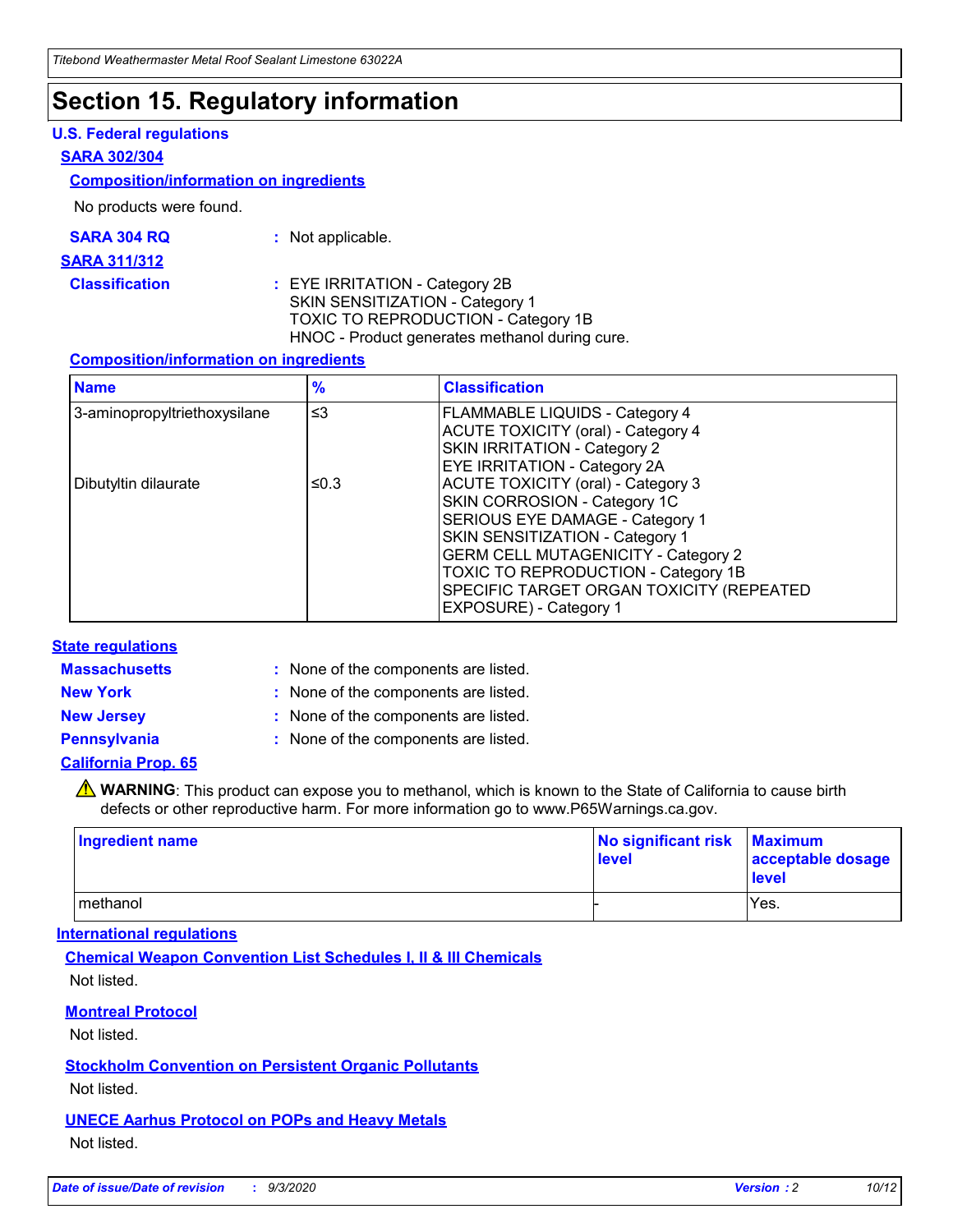# Section 15. Regulatory information

## U.S. Federal regulations

### SARA 302/304

#### Composition/information on ingredients

No products were found.

**SARA 304 RQ** : Not applicable.

### SARA 311/312

**Classification** : EYE IRRITATION - Category 2B
SKIN SENSITIZATION - Category 1
TOXIC TO REPRODUCTION - Category 1B
HNOC - Product generates methanol during cure.

#### Composition/information on ingredients

| Name | % | Classification |
|---|---|---|
| 3-aminopropyltriethoxysilane | ≤3 | FLAMMABLE LIQUIDS - Category 4<br>ACUTE TOXICITY (oral) - Category 4<br>SKIN IRRITATION - Category 2<br>EYE IRRITATION - Category 2A |
| Dibutyltin dilaurate | ≤0.3 | ACUTE TOXICITY (oral) - Category 3<br>SKIN CORROSION - Category 1C<br>SERIOUS EYE DAMAGE - Category 1<br>SKIN SENSITIZATION - Category 1<br>GERM CELL MUTAGENICITY - Category 2<br>TOXIC TO REPRODUCTION - Category 1B<br>SPECIFIC TARGET ORGAN TOXICITY (REPEATED EXPOSURE) - Category 1 |

## State regulations

**Massachusetts** : None of the components are listed.

**New York** : None of the components are listed.

**New Jersey** : None of the components are listed.

**Pennsylvania** : None of the components are listed.

### California Prop. 65

⚠ **WARNING**: This product can expose you to methanol, which is known to the State of California to cause birth defects or other reproductive harm. For more information go to www.P65Warnings.ca.gov.

| Ingredient name | No significant risk level | Maximum acceptable dosage level |
|---|---|---|
| methanol | - | Yes. |

## International regulations

### Chemical Weapon Convention List Schedules I, II & III Chemicals

Not listed.

### Montreal Protocol

Not listed.

### Stockholm Convention on Persistent Organic Pollutants

Not listed.

### UNECE Aarhus Protocol on POPs and Heavy Metals

Not listed.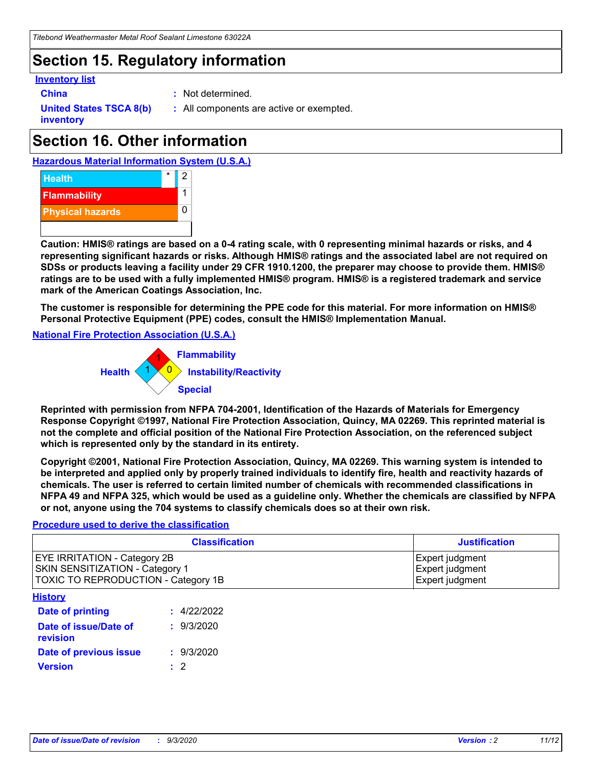## Section 15. Regulatory information

**Inventory list**

**China** : Not determined.

**United States TSCA 8(b) inventory** : All components are active or exempted.

## Section 16. Other information

**Hazardous Material Information System (U.S.A.)**

| | | |
|---|---|---|
| Health | * | 2 |
| Flammability | | 1 |
| Physical hazards | | 0 |

**Caution: HMIS® ratings are based on a 0-4 rating scale, with 0 representing minimal hazards or risks, and 4 representing significant hazards or risks. Although HMIS® ratings and the associated label are not required on SDSs or products leaving a facility under 29 CFR 1910.1200, the preparer may choose to provide them. HMIS® ratings are to be used with a fully implemented HMIS® program. HMIS® is a registered trademark and service mark of the American Coatings Association, Inc.**

**The customer is responsible for determining the PPE code for this material. For more information on HMIS® Personal Protective Equipment (PPE) codes, consult the HMIS® Implementation Manual.**

**National Fire Protection Association (U.S.A.)**

Flammability: 1
Health: 1
Instability/Reactivity: 0
Special:

**Reprinted with permission from NFPA 704-2001, Identification of the Hazards of Materials for Emergency Response Copyright ©1997, National Fire Protection Association, Quincy, MA 02269. This reprinted material is not the complete and official position of the National Fire Protection Association, on the referenced subject which is represented only by the standard in its entirety.**

**Copyright ©2001, National Fire Protection Association, Quincy, MA 02269. This warning system is intended to be interpreted and applied only by properly trained individuals to identify fire, health and reactivity hazards of chemicals. The user is referred to certain limited number of chemicals with recommended classifications in NFPA 49 and NFPA 325, which would be used as a guideline only. Whether the chemicals are classified by NFPA or not, anyone using the 704 systems to classify chemicals does so at their own risk.**

**Procedure used to derive the classification**

| Classification | Justification |
|---|---|
| EYE IRRITATION - Category 2B | Expert judgment |
| SKIN SENSITIZATION - Category 1 | Expert judgment |
| TOXIC TO REPRODUCTION - Category 1B | Expert judgment |

**History**

**Date of printing** : 4/22/2022

**Date of issue/Date of revision** : 9/3/2020

**Date of previous issue** : 9/3/2020

**Version** : 2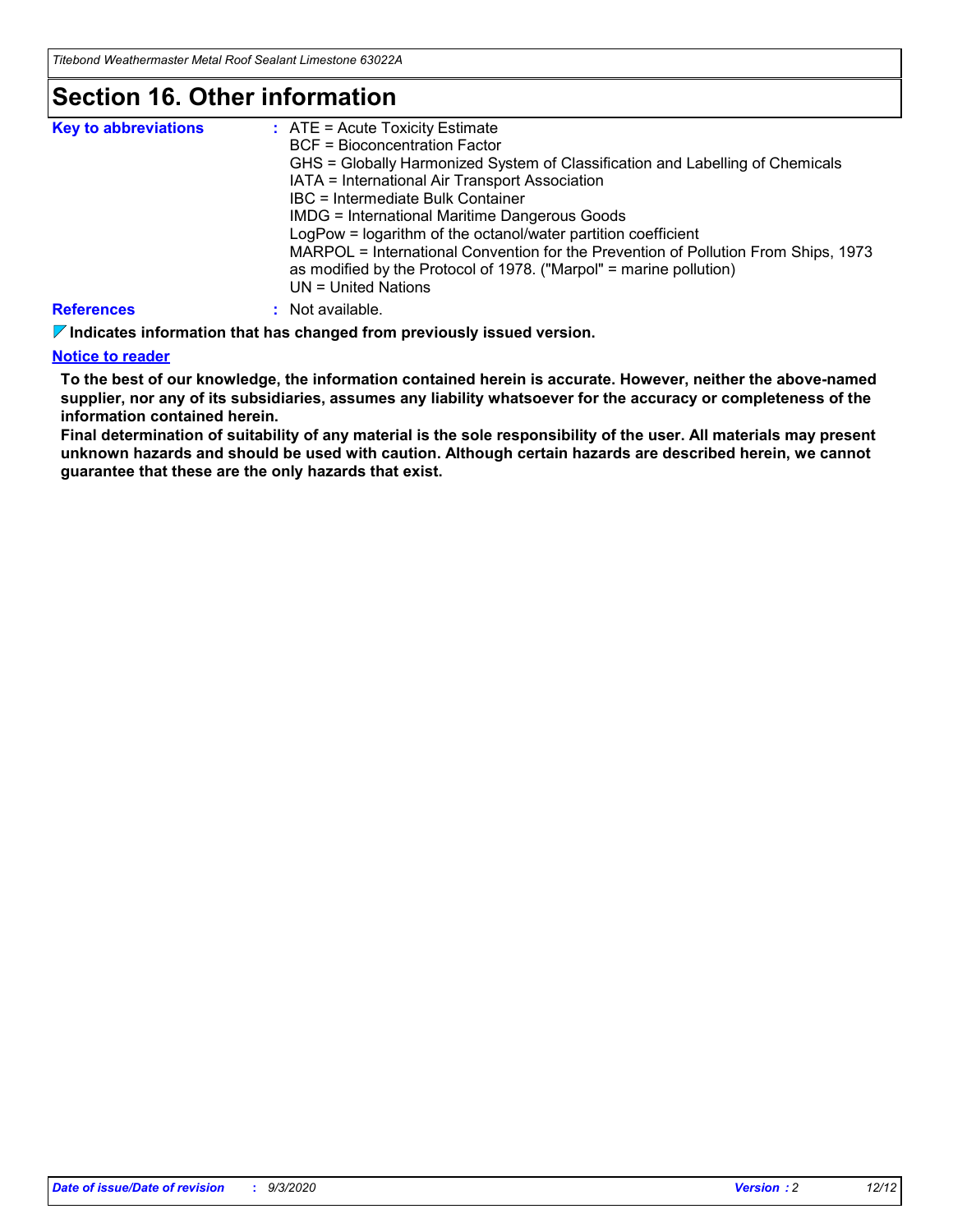# Section 16. Other information

**Key to abbreviations** : ATE = Acute Toxicity Estimate
BCF = Bioconcentration Factor
GHS = Globally Harmonized System of Classification and Labelling of Chemicals
IATA = International Air Transport Association
IBC = Intermediate Bulk Container
IMDG = International Maritime Dangerous Goods
LogPow = logarithm of the octanol/water partition coefficient
MARPOL = International Convention for the Prevention of Pollution From Ships, 1973 as modified by the Protocol of 1978. ("Marpol" = marine pollution)
UN = United Nations

**References** : Not available.

**Indicates information that has changed from previously issued version.**

**Notice to reader**

**To the best of our knowledge, the information contained herein is accurate. However, neither the above-named supplier, nor any of its subsidiaries, assumes any liability whatsoever for the accuracy or completeness of the information contained herein.**

**Final determination of suitability of any material is the sole responsibility of the user. All materials may present unknown hazards and should be used with caution. Although certain hazards are described herein, we cannot guarantee that these are the only hazards that exist.**